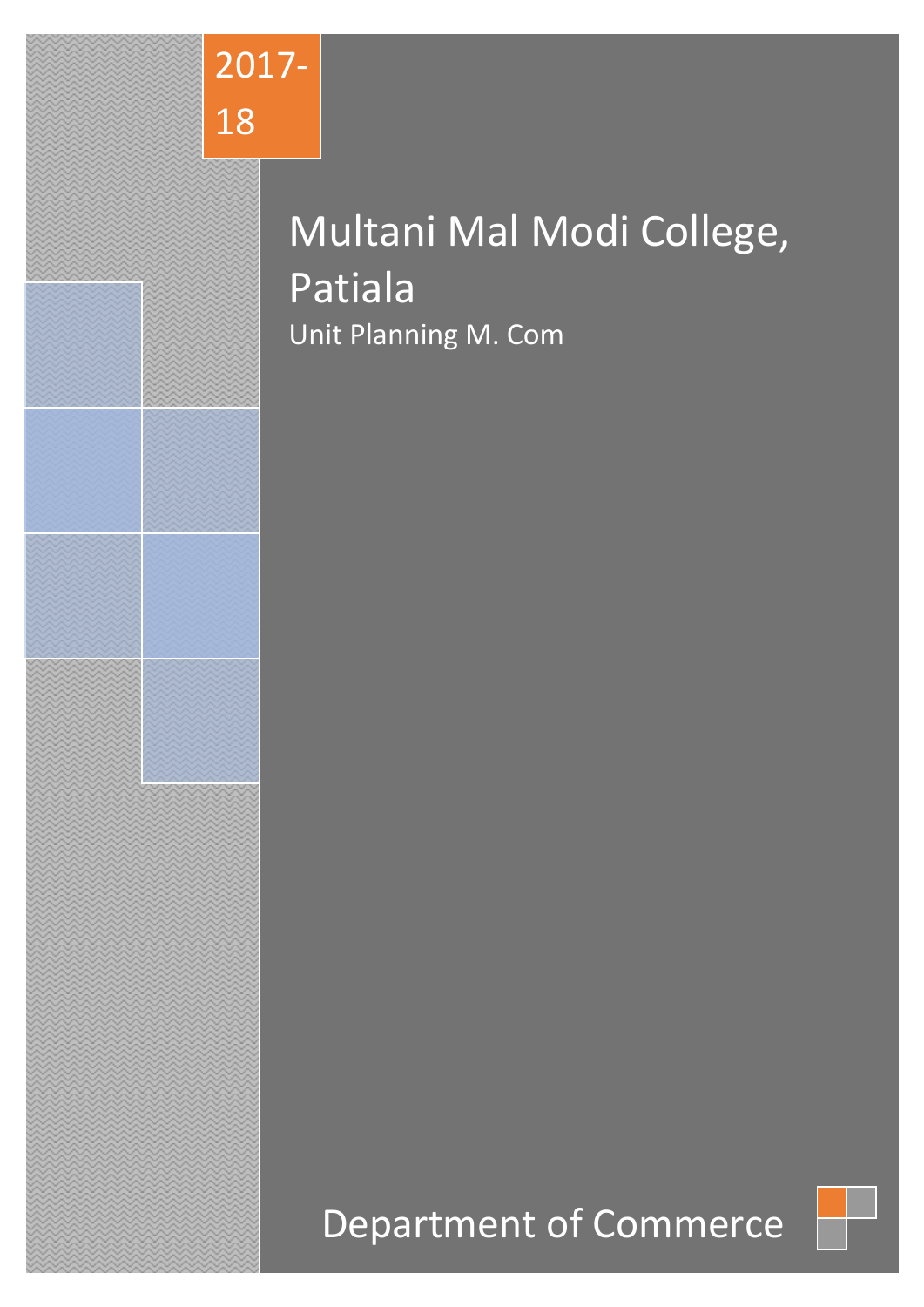2017-18

# Multani Mal Modi College, Patiala

Unit Planning M. Com

## Department of Commerce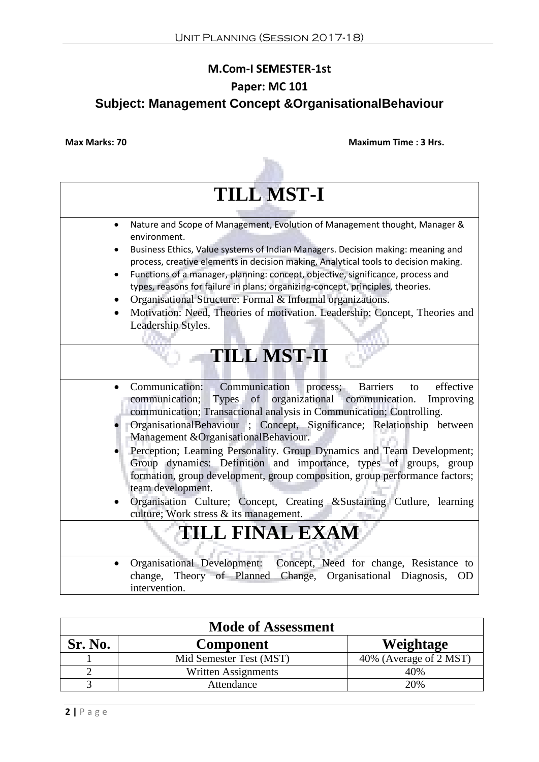**M.Com-I SEMESTER-1st**

**Paper: MC 101**

## Subject: Management Concept &OrganisationalBehaviour

**Max Marks: 70** **Maximum Time : 3 Hrs.**

| TILL MST-I |
|---|
| • Nature and Scope of Management, Evolution of Management thought, Manager & environment.<br>• Business Ethics, Value systems of Indian Managers. Decision making: meaning and process, creative elements in decision making, Analytical tools to decision making.<br>• Functions of a manager, planning: concept, objective, significance, process and types, reasons for failure in plans; organizing-concept, principles, theories.<br>• Organisational Structure: Formal & Informal organizations.<br>• Motivation: Need, Theories of motivation. Leadership: Concept, Theories and Leadership Styles. |
| **TILL MST-II** |
| • Communication: Communication process; Barriers to effective communication; Types of organizational communication. Improving communication; Transactional analysis in Communication; Controlling.<br>• OrganisationalBehaviour ; Concept, Significance; Relationship between Management &OrganisationalBehaviour.<br>• Perception; Learning Personality. Group Dynamics and Team Development; Group dynamics: Definition and importance, types of groups, group formation, group development, group composition, group performance factors; team development.<br>• Organisation Culture; Concept, Creating &Sustaining Cutlure, learning culture; Work stress & its management. |
| **TILL FINAL EXAM** |
| • Organisational Development: Concept, Need for change, Resistance to change, Theory of Planned Change, Organisational Diagnosis, OD intervention. |

| Mode of Assessment | | |
|---|---|---|
| **Sr. No.** | **Component** | **Weightage** |
| 1 | Mid Semester Test (MST) | 40% (Average of 2 MST) |
| 2 | Written Assignments | 40% |
| 3 | Attendance | 20% |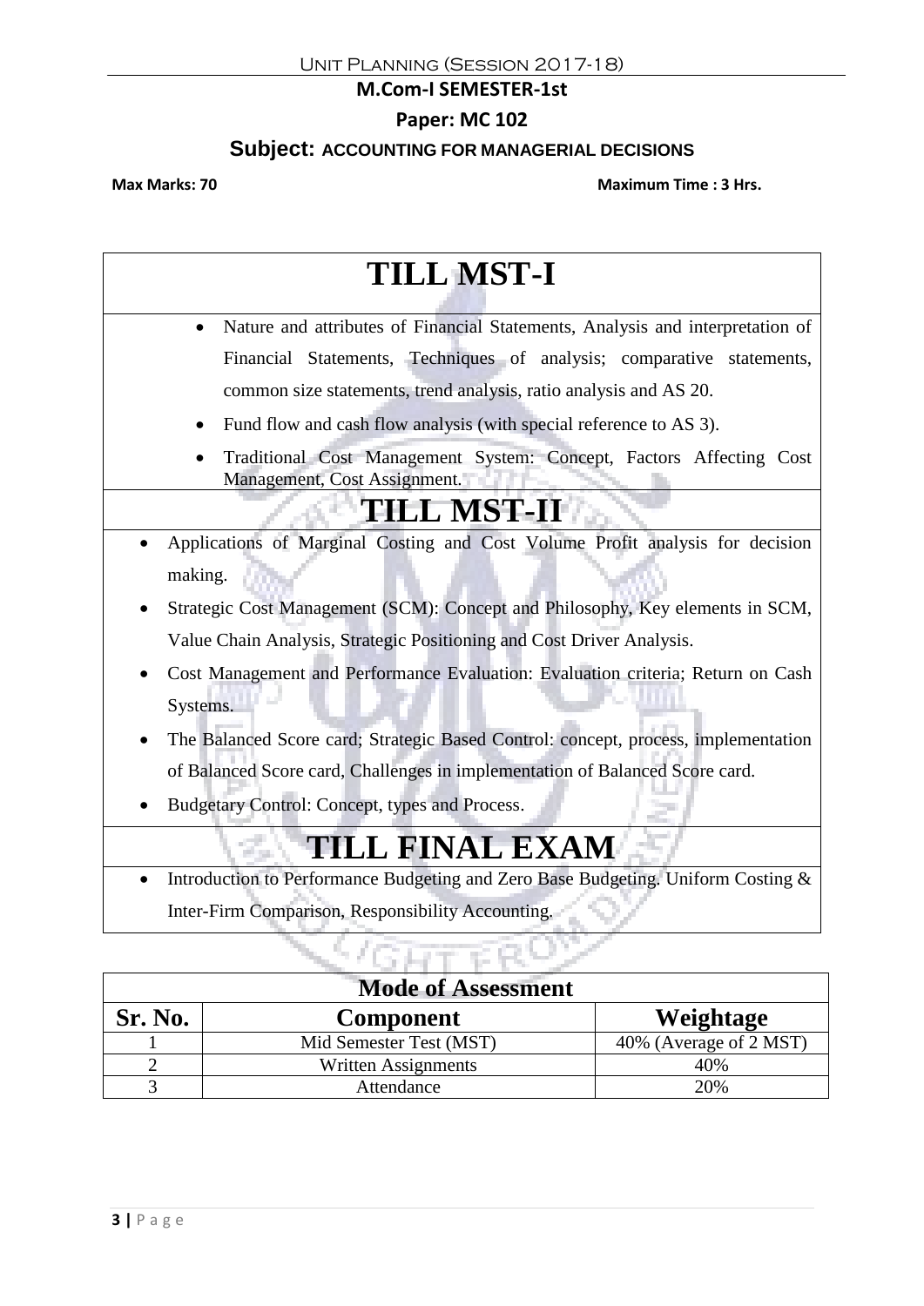**M.Com-I SEMESTER-1st**

**Paper: MC 102**

**Subject: ACCOUNTING FOR MANAGERIAL DECISIONS**

**Max Marks: 70** **Maximum Time : 3 Hrs.**

## TILL MST-I

- Nature and attributes of Financial Statements, Analysis and interpretation of Financial Statements, Techniques of analysis; comparative statements, common size statements, trend analysis, ratio analysis and AS 20.
- Fund flow and cash flow analysis (with special reference to AS 3).
- Traditional Cost Management System: Concept, Factors Affecting Cost Management, Cost Assignment.

## TILL MST-II

- Applications of Marginal Costing and Cost Volume Profit analysis for decision making.
- Strategic Cost Management (SCM): Concept and Philosophy, Key elements in SCM, Value Chain Analysis, Strategic Positioning and Cost Driver Analysis.
- Cost Management and Performance Evaluation: Evaluation criteria; Return on Cash Systems.
- The Balanced Score card; Strategic Based Control: concept, process, implementation of Balanced Score card, Challenges in implementation of Balanced Score card.
- Budgetary Control: Concept, types and Process.

## TILL FINAL EXAM

- Introduction to Performance Budgeting and Zero Base Budgeting. Uniform Costing & Inter-Firm Comparison, Responsibility Accounting.

**Mode of Assessment**

| Sr. No. | Component | Weightage |
|---|---|---|
| 1 | Mid Semester Test (MST) | 40% (Average of 2 MST) |
| 2 | Written Assignments | 40% |
| 3 | Attendance | 20% |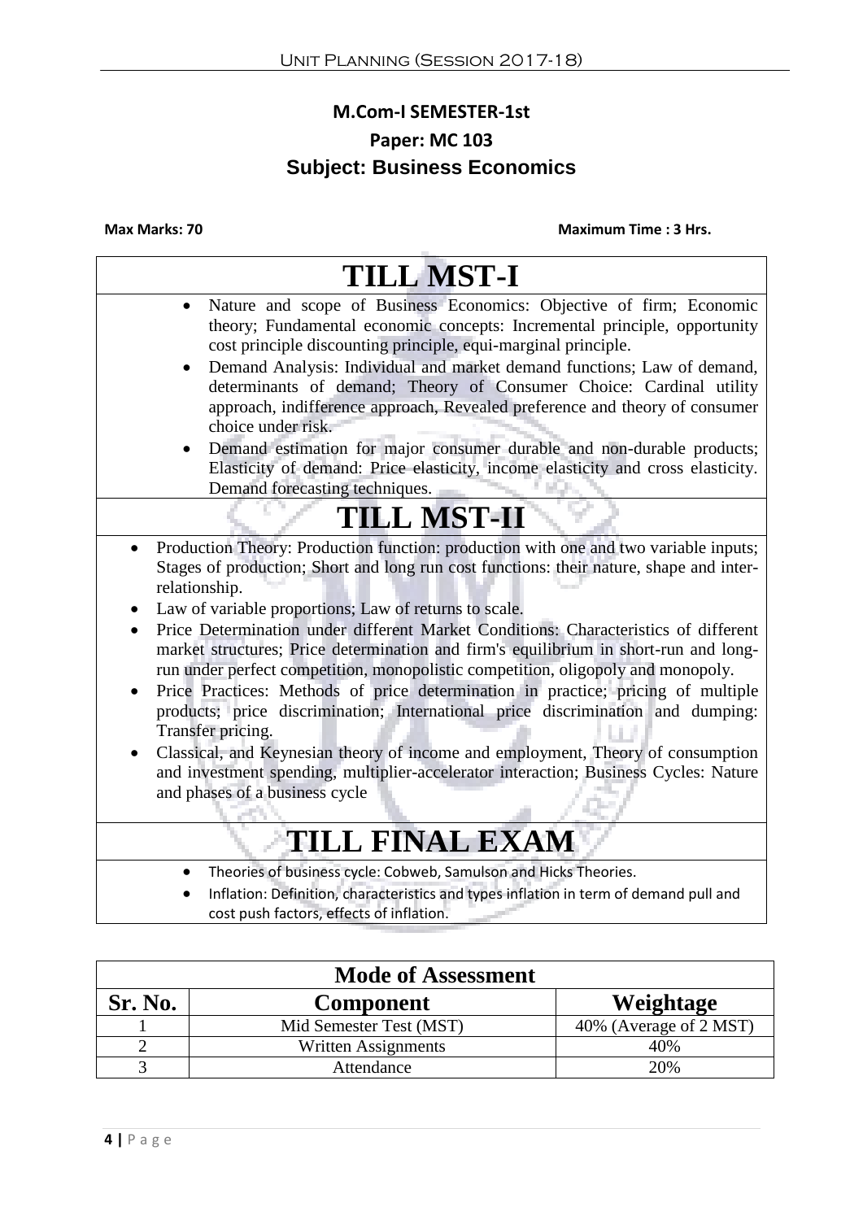## M.Com-I SEMESTER-1st

## Paper: MC 103

## Subject: Business Economics

**Max Marks: 70** **Maximum Time : 3 Hrs.**

# TILL MST-I

- Nature and scope of Business Economics: Objective of firm; Economic theory; Fundamental economic concepts: Incremental principle, opportunity cost principle discounting principle, equi-marginal principle.
- Demand Analysis: Individual and market demand functions; Law of demand, determinants of demand; Theory of Consumer Choice: Cardinal utility approach, indifference approach, Revealed preference and theory of consumer choice under risk.
- Demand estimation for major consumer durable and non-durable products; Elasticity of demand: Price elasticity, income elasticity and cross elasticity. Demand forecasting techniques.

# TILL MST-II

- Production Theory: Production function: production with one and two variable inputs; Stages of production; Short and long run cost functions: their nature, shape and inter-relationship.
- Law of variable proportions; Law of returns to scale.
- Price Determination under different Market Conditions: Characteristics of different market structures; Price determination and firm's equilibrium in short-run and long-run under perfect competition, monopolistic competition, oligopoly and monopoly.
- Price Practices: Methods of price determination in practice; pricing of multiple products; price discrimination; International price discrimination and dumping: Transfer pricing.
- Classical, and Keynesian theory of income and employment, Theory of consumption and investment spending, multiplier-accelerator interaction; Business Cycles: Nature and phases of a business cycle

# TILL FINAL EXAM

- Theories of business cycle: Cobweb, Samulson and Hicks Theories.
- Inflation: Definition, characteristics and types inflation in term of demand pull and cost push factors, effects of inflation.

| Mode of Assessment | | |
|---|---|---|
| **Sr. No.** | **Component** | **Weightage** |
| 1 | Mid Semester Test (MST) | 40% (Average of 2 MST) |
| 2 | Written Assignments | 40% |
| 3 | Attendance | 20% |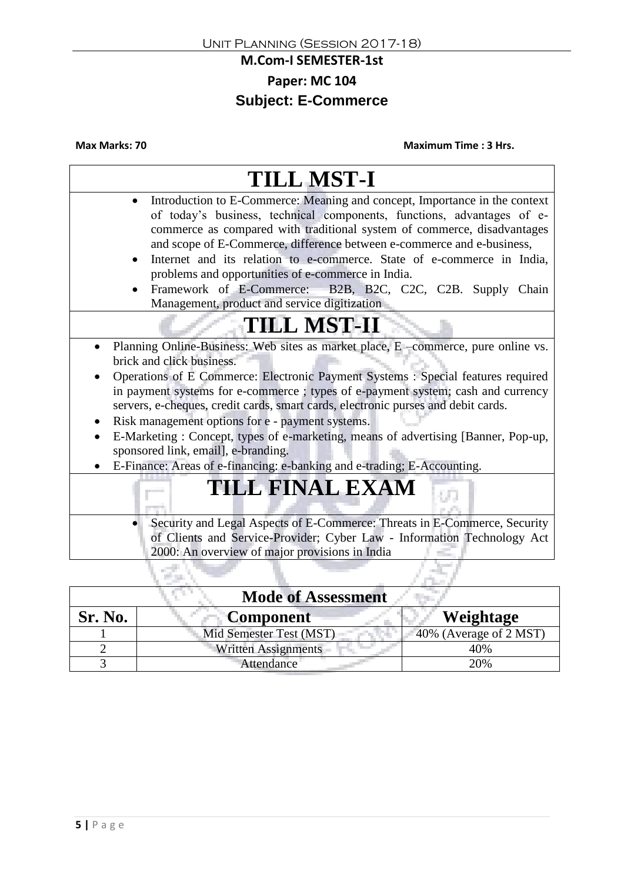Unit Planning (Session 2017-18)

**M.Com-I SEMESTER-1st**

**Paper: MC 104**

**Subject: E-Commerce**

**Max Marks: 70** **Maximum Time : 3 Hrs.**

# TILL MST-I

- Introduction to E-Commerce: Meaning and concept, Importance in the context of today's business, technical components, functions, advantages of e-commerce as compared with traditional system of commerce, disadvantages and scope of E-Commerce, difference between e-commerce and e-business,
- Internet and its relation to e-commerce. State of e-commerce in India, problems and opportunities of e-commerce in India.
- Framework of E-Commerce: B2B, B2C, C2C, C2B. Supply Chain Management, product and service digitization

# TILL MST-II

- Planning Online-Business: Web sites as market place, E –commerce, pure online vs. brick and click business.
- Operations of E Commerce: Electronic Payment Systems : Special features required in payment systems for e-commerce ; types of e-payment system; cash and currency servers, e-cheques, credit cards, smart cards, electronic purses and debit cards.
- Risk management options for e - payment systems.
- E-Marketing : Concept, types of e-marketing, means of advertising [Banner, Pop-up, sponsored link, email], e-branding.
- E-Finance: Areas of e-financing: e-banking and e-trading; E-Accounting.

# TILL FINAL EXAM

- Security and Legal Aspects of E-Commerce: Threats in E-Commerce, Security of Clients and Service-Provider; Cyber Law - Information Technology Act 2000: An overview of major provisions in India

**Mode of Assessment**

| Sr. No. | Component | Weightage |
|---|---|---|
| 1 | Mid Semester Test (MST) | 40% (Average of 2 MST) |
| 2 | Written Assignments | 40% |
| 3 | Attendance | 20% |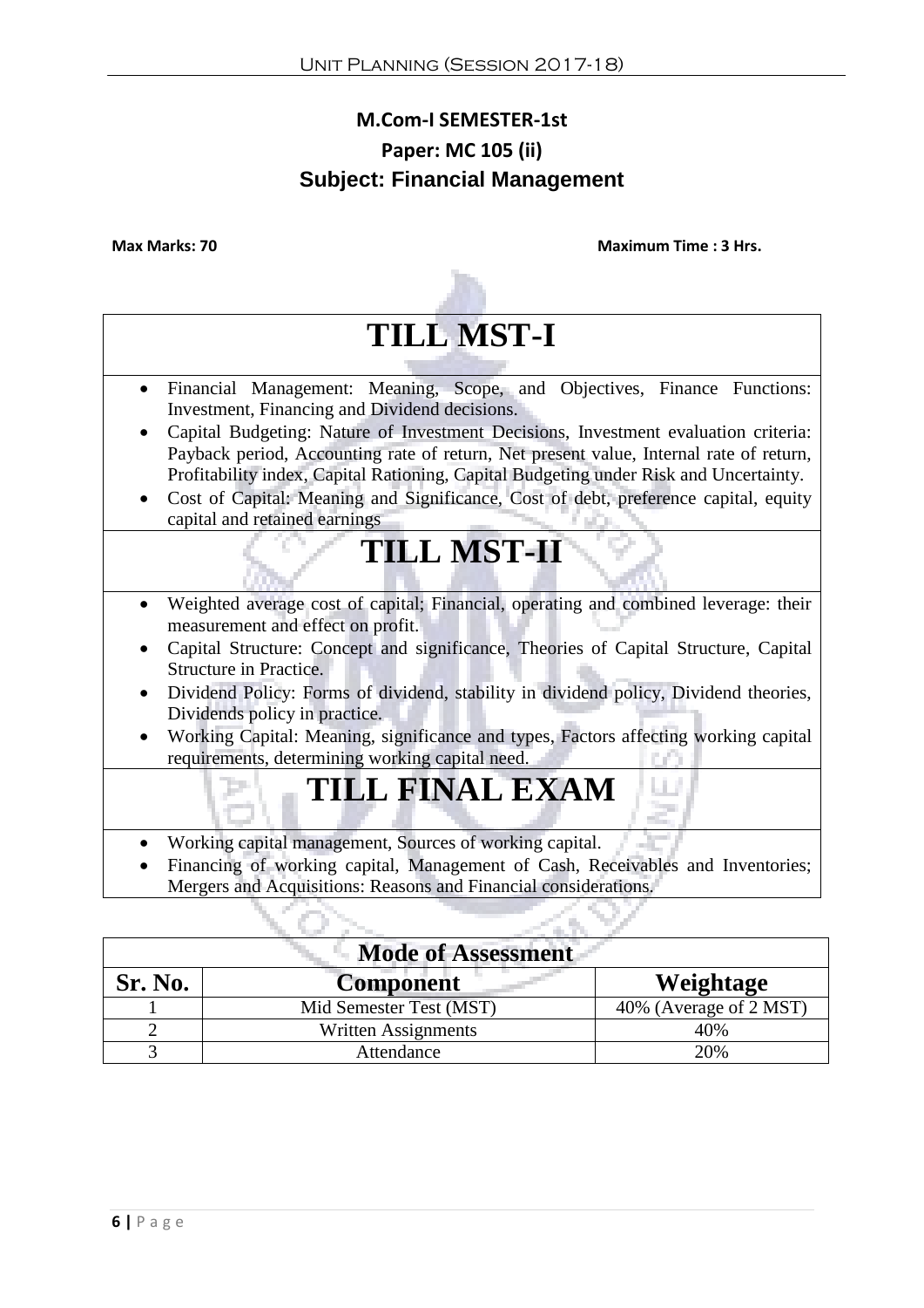## M.Com-I SEMESTER-1st

## Paper: MC 105 (ii)

## Subject: Financial Management

**Max Marks: 70** **Maximum Time : 3 Hrs.**

# TILL MST-I

- Financial Management: Meaning, Scope, and Objectives, Finance Functions: Investment, Financing and Dividend decisions.
- Capital Budgeting: Nature of Investment Decisions, Investment evaluation criteria: Payback period, Accounting rate of return, Net present value, Internal rate of return, Profitability index, Capital Rationing, Capital Budgeting under Risk and Uncertainty.
- Cost of Capital: Meaning and Significance, Cost of debt, preference capital, equity capital and retained earnings

# TILL MST-II

- Weighted average cost of capital; Financial, operating and combined leverage: their measurement and effect on profit.
- Capital Structure: Concept and significance, Theories of Capital Structure, Capital Structure in Practice.
- Dividend Policy: Forms of dividend, stability in dividend policy, Dividend theories, Dividends policy in practice.
- Working Capital: Meaning, significance and types, Factors affecting working capital requirements, determining working capital need.

# TILL FINAL EXAM

- Working capital management, Sources of working capital.
- Financing of working capital, Management of Cash, Receivables and Inventories; Mergers and Acquisitions: Reasons and Financial considerations.

| Mode of Assessment | | |
|---|---|---|
| **Sr. No.** | **Component** | **Weightage** |
| 1 | Mid Semester Test (MST) | 40% (Average of 2 MST) |
| 2 | Written Assignments | 40% |
| 3 | Attendance | 20% |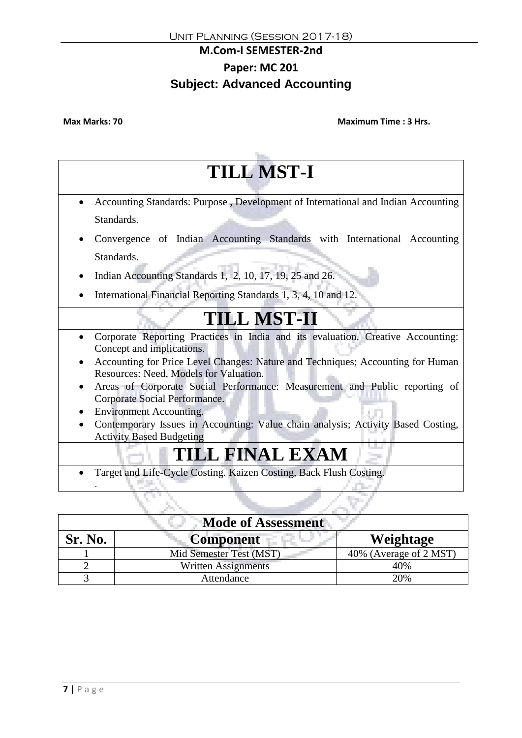## M.Com-I SEMESTER-2nd

## Paper: MC 201

## Subject: Advanced Accounting

**Max Marks: 70** **Maximum Time : 3 Hrs.**

# TILL MST-I

- Accounting Standards: Purpose , Development of International and Indian Accounting Standards.
- Convergence of Indian Accounting Standards with International Accounting Standards.
- Indian Accounting Standards 1, 2, 10, 17, 19, 25 and 26.
- International Financial Reporting Standards 1, 3, 4, 10 and 12.

# TILL MST-II

- Corporate Reporting Practices in India and its evaluation. Creative Accounting: Concept and implications.
- Accounting for Price Level Changes: Nature and Techniques; Accounting for Human Resources: Need, Models for Valuation.
- Areas of Corporate Social Performance: Measurement and Public reporting of Corporate Social Performance.
- Environment Accounting.
- Contemporary Issues in Accounting: Value chain analysis; Activity Based Costing, Activity Based Budgeting

# TILL FINAL EXAM

- Target and Life-Cycle Costing. Kaizen Costing, Back Flush Costing.

.

| Mode of Assessment | | |
|---|---|---|
| **Sr. No.** | **Component** | **Weightage** |
| 1 | Mid Semester Test (MST) | 40% (Average of 2 MST) |
| 2 | Written Assignments | 40% |
| 3 | Attendance | 20% |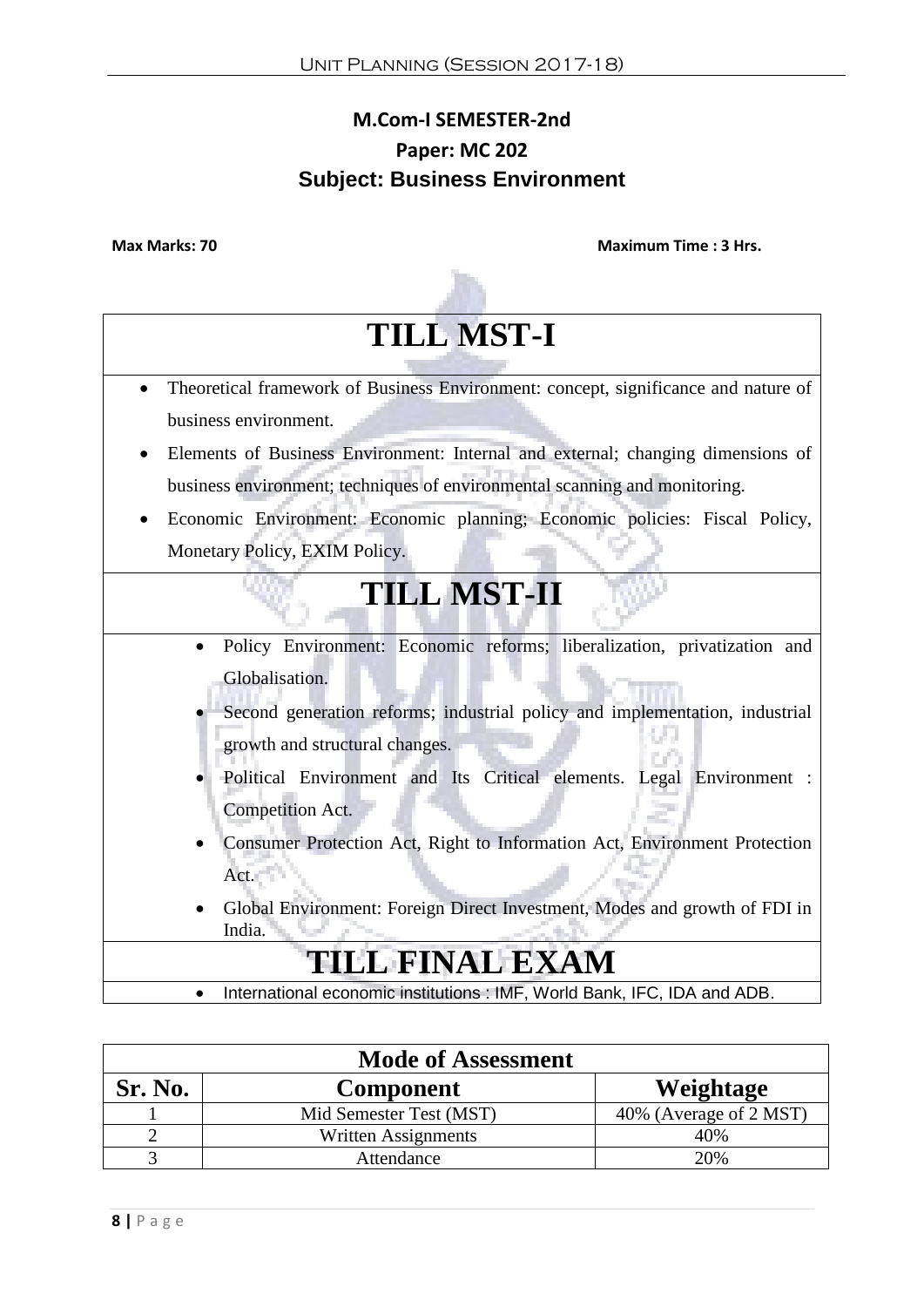## M.Com-I SEMESTER-2nd

## Paper: MC 202

## Subject: Business Environment

**Max Marks: 70** **Maximum Time : 3 Hrs.**

# TILL MST-I

- Theoretical framework of Business Environment: concept, significance and nature of business environment.
- Elements of Business Environment: Internal and external; changing dimensions of business environment; techniques of environmental scanning and monitoring.
- Economic Environment: Economic planning; Economic policies: Fiscal Policy, Monetary Policy, EXIM Policy.

# TILL MST-II

- Policy Environment: Economic reforms; liberalization, privatization and Globalisation.
- Second generation reforms; industrial policy and implementation, industrial growth and structural changes.
- Political Environment and Its Critical elements. Legal Environment : Competition Act.
- Consumer Protection Act, Right to Information Act, Environment Protection Act.
- Global Environment: Foreign Direct Investment, Modes and growth of FDI in India.

# TILL FINAL EXAM

- International economic institutions : IMF, World Bank, IFC, IDA and ADB.

| Mode of Assessment | | |
|---|---|---|
| **Sr. No.** | **Component** | **Weightage** |
| 1 | Mid Semester Test (MST) | 40% (Average of 2 MST) |
| 2 | Written Assignments | 40% |
| 3 | Attendance | 20% |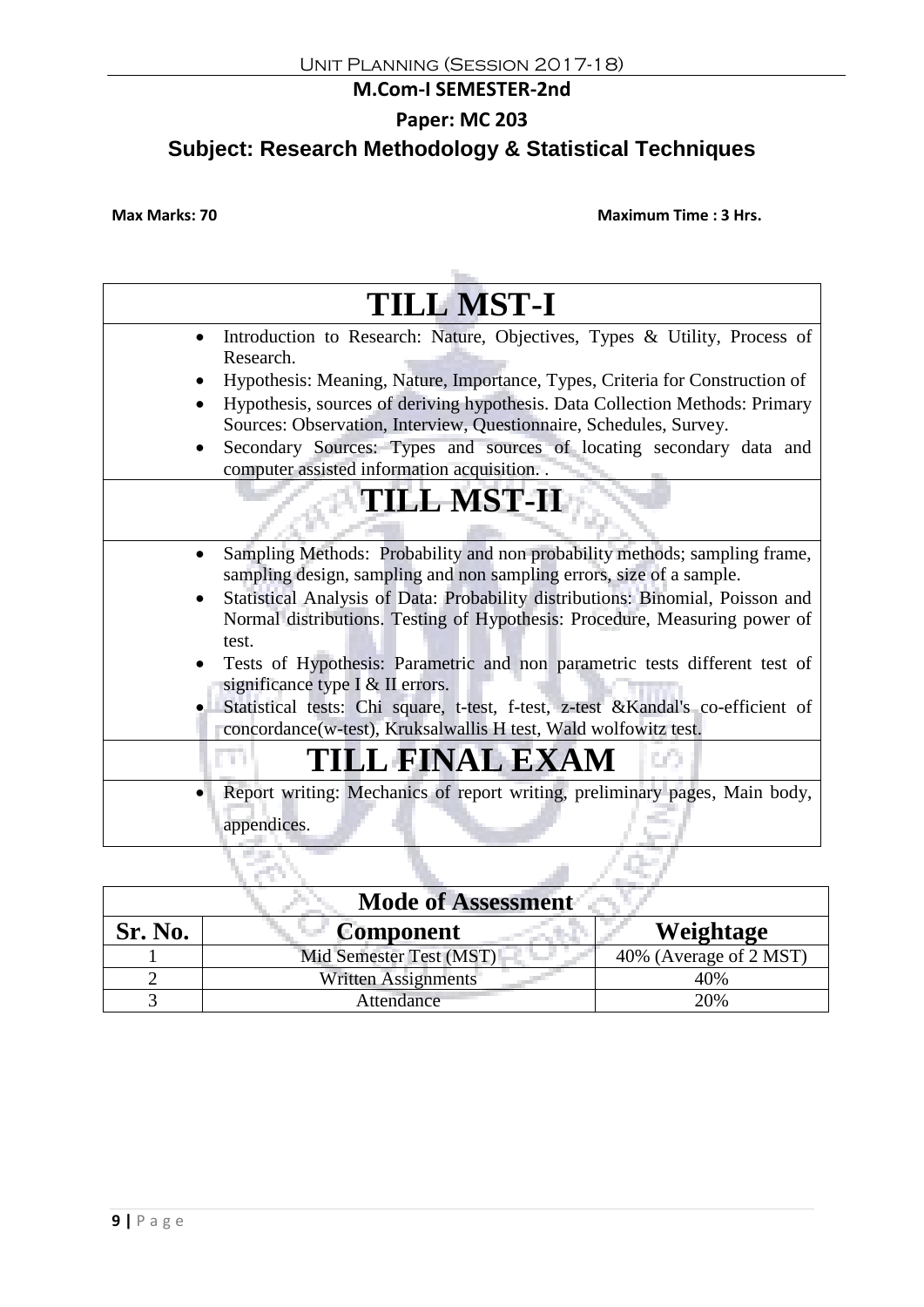Unit Planning (Session 2017-18)

## M.Com-I SEMESTER-2nd

## Paper: MC 203

## Subject: Research Methodology & Statistical Techniques

**Max Marks: 70** **Maximum Time : 3 Hrs.**

| TILL MST-I |
|---|
| • Introduction to Research: Nature, Objectives, Types & Utility, Process of Research.<br>• Hypothesis: Meaning, Nature, Importance, Types, Criteria for Construction of<br>• Hypothesis, sources of deriving hypothesis. Data Collection Methods: Primary Sources: Observation, Interview, Questionnaire, Schedules, Survey.<br>• Secondary Sources: Types and sources of locating secondary data and computer assisted information acquisition. . |
| **TILL MST-II** |
| • Sampling Methods: Probability and non probability methods; sampling frame, sampling design, sampling and non sampling errors, size of a sample.<br>• Statistical Analysis of Data: Probability distributions: Binomial, Poisson and Normal distributions. Testing of Hypothesis: Procedure, Measuring power of test.<br>• Tests of Hypothesis: Parametric and non parametric tests different test of significance type I & II errors.<br>• Statistical tests: Chi square, t-test, f-test, z-test &Kandal's co-efficient of concordance(w-test), Kruksalwallis H test, Wald wolfowitz test. |
| **TILL FINAL EXAM** |
| • Report writing: Mechanics of report writing, preliminary pages, Main body, appendices. |

| Mode of Assessment | | |
|---|---|---|
| **Sr. No.** | **Component** | **Weightage** |
| 1 | Mid Semester Test (MST) | 40% (Average of 2 MST) |
| 2 | Written Assignments | 40% |
| 3 | Attendance | 20% |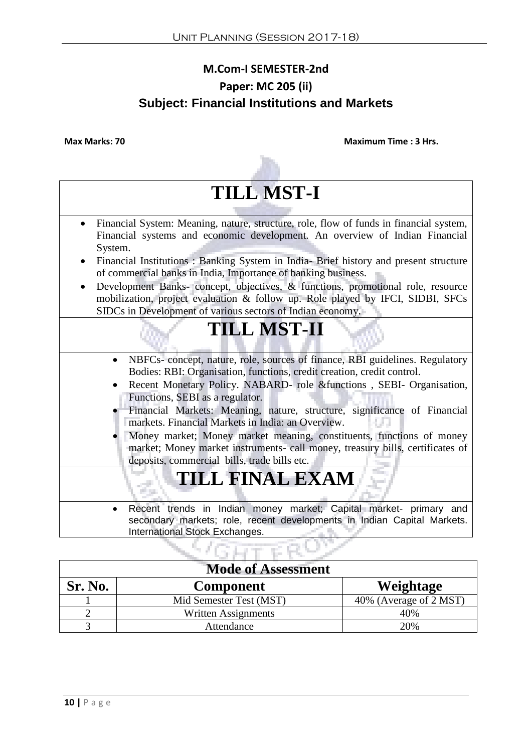## M.Com-I SEMESTER-2nd

## Paper: MC 205 (ii)

## Subject: Financial Institutions and Markets

**Max Marks: 70** **Maximum Time : 3 Hrs.**

# TILL MST-I

- Financial System: Meaning, nature, structure, role, flow of funds in financial system, Financial systems and economic development. An overview of Indian Financial System.
- Financial Institutions : Banking System in India- Brief history and present structure of commercial banks in India, Importance of banking business.
- Development Banks- concept, objectives, & functions, promotional role, resource mobilization, project evaluation & follow up. Role played by IFCI, SIDBI, SFCs SIDCs in Development of various sectors of Indian economy.

# TILL MST-II

- NBFCs- concept, nature, role, sources of finance, RBI guidelines. Regulatory Bodies: RBI: Organisation, functions, credit creation, credit control.
- Recent Monetary Policy. NABARD- role &functions , SEBI- Organisation, Functions, SEBI as a regulator.
- Financial Markets: Meaning, nature, structure, significance of Financial markets. Financial Markets in India: an Overview.
- Money market; Money market meaning, constituents, functions of money market; Money market instruments- call money, treasury bills, certificates of deposits, commercial bills, trade bills etc.

# TILL FINAL EXAM

- Recent trends in Indian money market; Capital market- primary and secondary markets; role, recent developments in Indian Capital Markets. International Stock Exchanges.

| Mode of Assessment | | |
|---|---|---|
| **Sr. No.** | **Component** | **Weightage** |
| 1 | Mid Semester Test (MST) | 40% (Average of 2 MST) |
| 2 | Written Assignments | 40% |
| 3 | Attendance | 20% |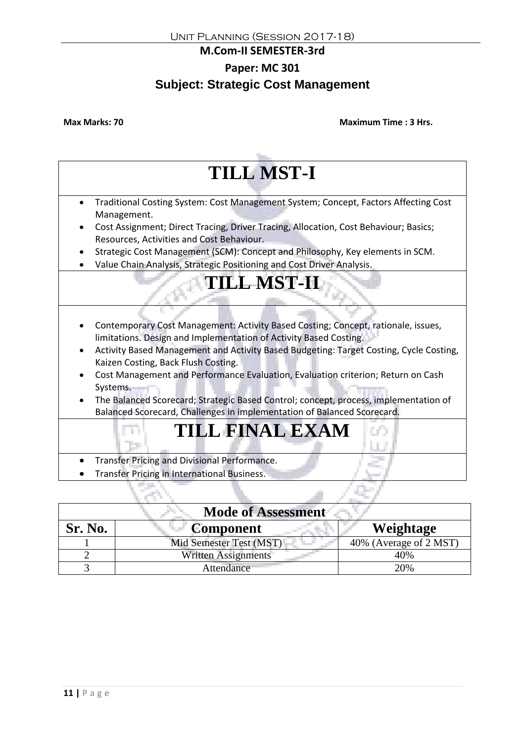**M.Com-II SEMESTER-3rd**

**Paper: MC 301**

## Subject: Strategic Cost Management

**Max Marks: 70** **Maximum Time : 3 Hrs.**

# TILL MST-I

- Traditional Costing System: Cost Management System; Concept, Factors Affecting Cost Management.
- Cost Assignment; Direct Tracing, Driver Tracing, Allocation, Cost Behaviour; Basics; Resources, Activities and Cost Behaviour.
- Strategic Cost Management (SCM): Concept and Philosophy, Key elements in SCM.
- Value Chain Analysis, Strategic Positioning and Cost Driver Analysis.

# TILL MST-II

- Contemporary Cost Management: Activity Based Costing; Concept, rationale, issues, limitations. Design and Implementation of Activity Based Costing.
- Activity Based Management and Activity Based Budgeting: Target Costing, Cycle Costing, Kaizen Costing, Back Flush Costing.
- Cost Management and Performance Evaluation, Evaluation criterion; Return on Cash Systems.
- The Balanced Scorecard; Strategic Based Control; concept, process, implementation of Balanced Scorecard, Challenges in implementation of Balanced Scorecard.

# TILL FINAL EXAM

- Transfer Pricing and Divisional Performance.
- Transfer Pricing in International Business.

**Mode of Assessment**

| Sr. No. | Component | Weightage |
|---|---|---|
| 1 | Mid Semester Test (MST) | 40% (Average of 2 MST) |
| 2 | Written Assignments | 40% |
| 3 | Attendance | 20% |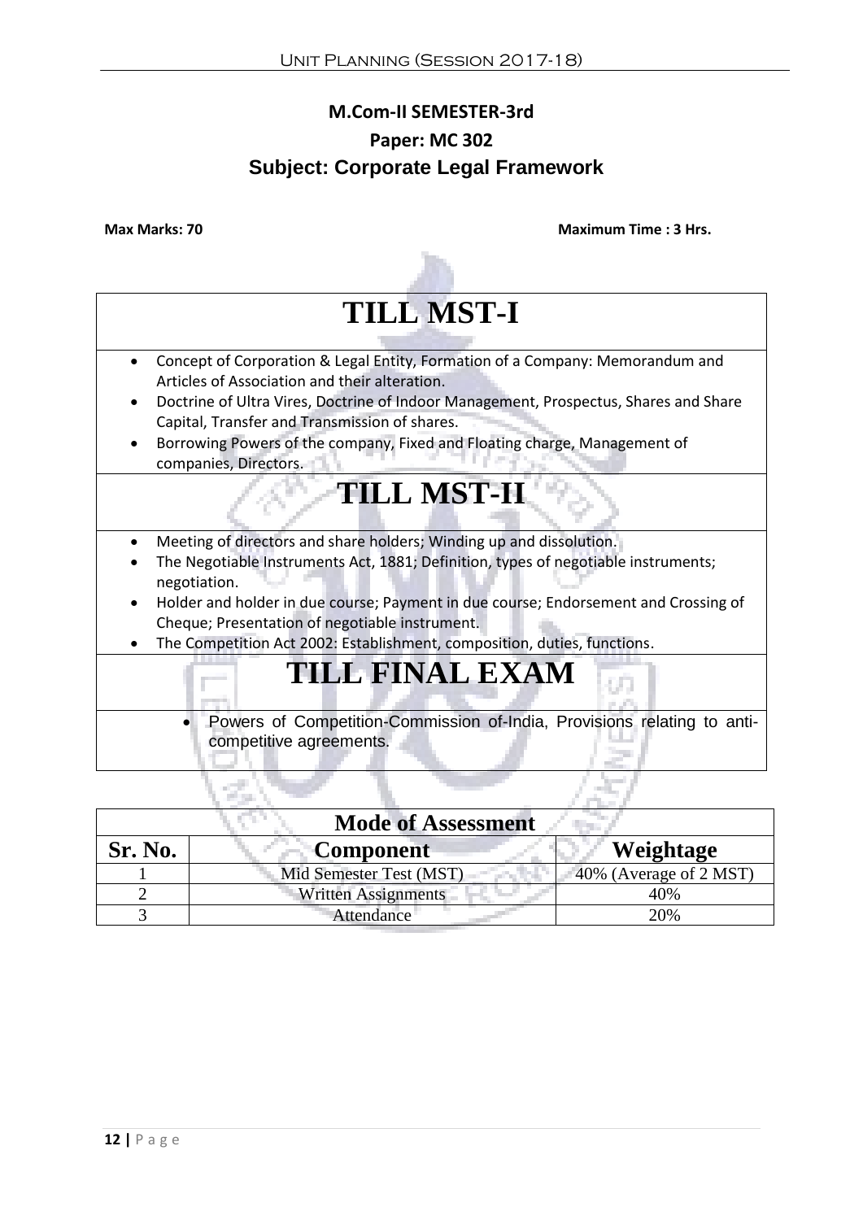## M.Com-II SEMESTER-3rd

## Paper: MC 302

## Subject: Corporate Legal Framework

**Max Marks: 70** **Maximum Time : 3 Hrs.**

# TILL MST-I

- Concept of Corporation & Legal Entity, Formation of a Company: Memorandum and Articles of Association and their alteration.
- Doctrine of Ultra Vires, Doctrine of Indoor Management, Prospectus, Shares and Share Capital, Transfer and Transmission of shares.
- Borrowing Powers of the company, Fixed and Floating charge, Management of companies, Directors.

# TILL MST-II

- Meeting of directors and share holders; Winding up and dissolution.
- The Negotiable Instruments Act, 1881; Definition, types of negotiable instruments; negotiation.
- Holder and holder in due course; Payment in due course; Endorsement and Crossing of Cheque; Presentation of negotiable instrument.
- The Competition Act 2002: Establishment, composition, duties, functions.

# TILL FINAL EXAM

- Powers of Competition-Commission of-India, Provisions relating to anti-competitive agreements.

| Mode of Assessment | | |
|---|---|---|
| **Sr. No.** | **Component** | **Weightage** |
| 1 | Mid Semester Test (MST) | 40% (Average of 2 MST) |
| 2 | Written Assignments | 40% |
| 3 | Attendance | 20% |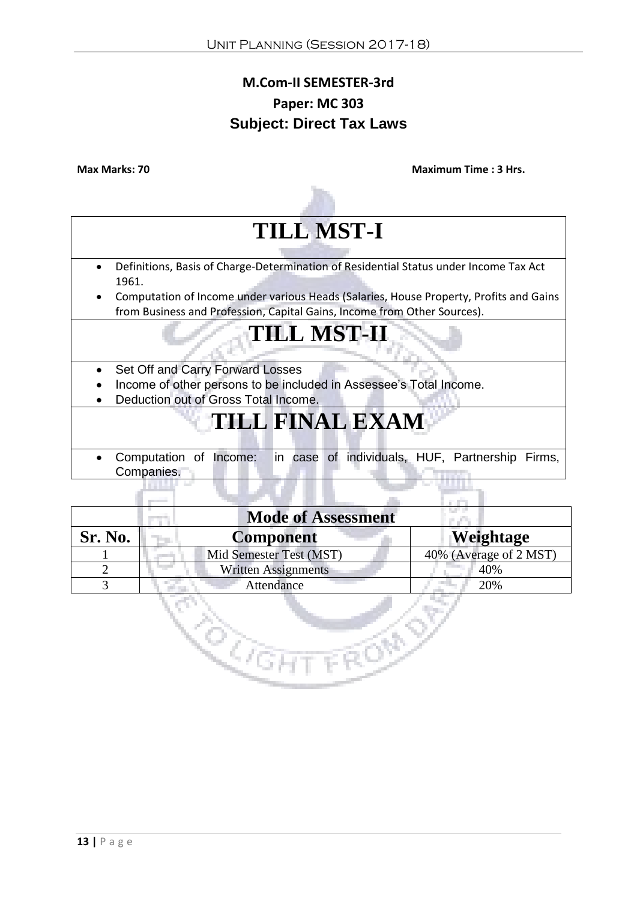## M.Com-II SEMESTER-3rd

## Paper: MC 303

## Subject: Direct Tax Laws

**Max Marks: 70** **Maximum Time : 3 Hrs.**

# TILL MST-I

- Definitions, Basis of Charge-Determination of Residential Status under Income Tax Act 1961.
- Computation of Income under various Heads (Salaries, House Property, Profits and Gains from Business and Profession, Capital Gains, Income from Other Sources).

# TILL MST-II

- Set Off and Carry Forward Losses
- Income of other persons to be included in Assessee's Total Income.
- Deduction out of Gross Total Income.

# TILL FINAL EXAM

- Computation of Income: in case of individuals, HUF, Partnership Firms, Companies.

| Mode of Assessment | | |
|---|---|---|
| **Sr. No.** | **Component** | **Weightage** |
| 1 | Mid Semester Test (MST) | 40% (Average of 2 MST) |
| 2 | Written Assignments | 40% |
| 3 | Attendance | 20% |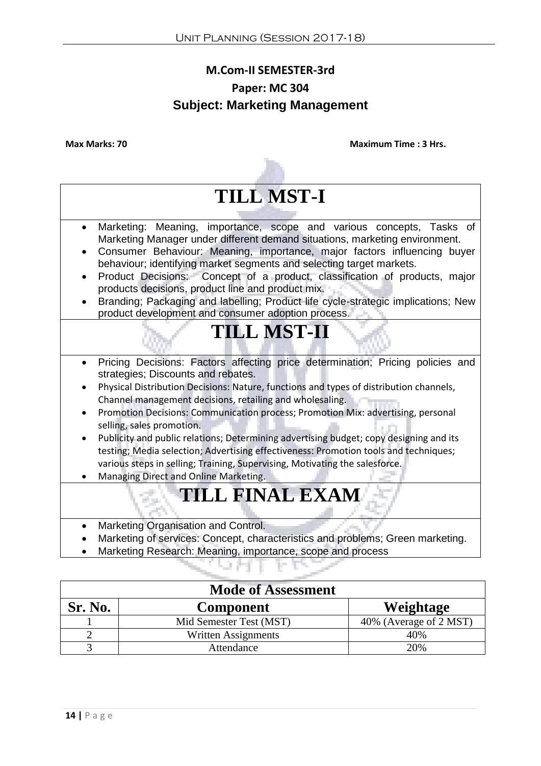## M.Com-II SEMESTER-3rd

## Paper: MC 304

## Subject: Marketing Management

**Max Marks: 70** **Maximum Time : 3 Hrs.**

# TILL MST-I

- Marketing: Meaning, importance, scope and various concepts, Tasks of Marketing Manager under different demand situations, marketing environment.
- Consumer Behaviour: Meaning, importance, major factors influencing buyer behaviour; identifying market segments and selecting target markets.
- Product Decisions: Concept of a product, classification of products, major products decisions, product line and product mix.
- Branding; Packaging and labelling; Product life cycle-strategic implications; New product development and consumer adoption process.

# TILL MST-II

- Pricing Decisions: Factors affecting price determination; Pricing policies and strategies; Discounts and rebates.
- Physical Distribution Decisions: Nature, functions and types of distribution channels, Channel management decisions, retailing and wholesaling.
- Promotion Decisions: Communication process; Promotion Mix: advertising, personal selling, sales promotion.
- Publicity and public relations; Determining advertising budget; copy designing and its testing; Media selection; Advertising effectiveness: Promotion tools and techniques; various steps in selling; Training, Supervising, Motivating the salesforce.
- Managing Direct and Online Marketing.

# TILL FINAL EXAM

- Marketing Organisation and Control.
- Marketing of services: Concept, characteristics and problems; Green marketing.
- Marketing Research: Meaning, importance, scope and process

| Mode of Assessment | | |
|---|---|---|
| **Sr. No.** | **Component** | **Weightage** |
| 1 | Mid Semester Test (MST) | 40% (Average of 2 MST) |
| 2 | Written Assignments | 40% |
| 3 | Attendance | 20% |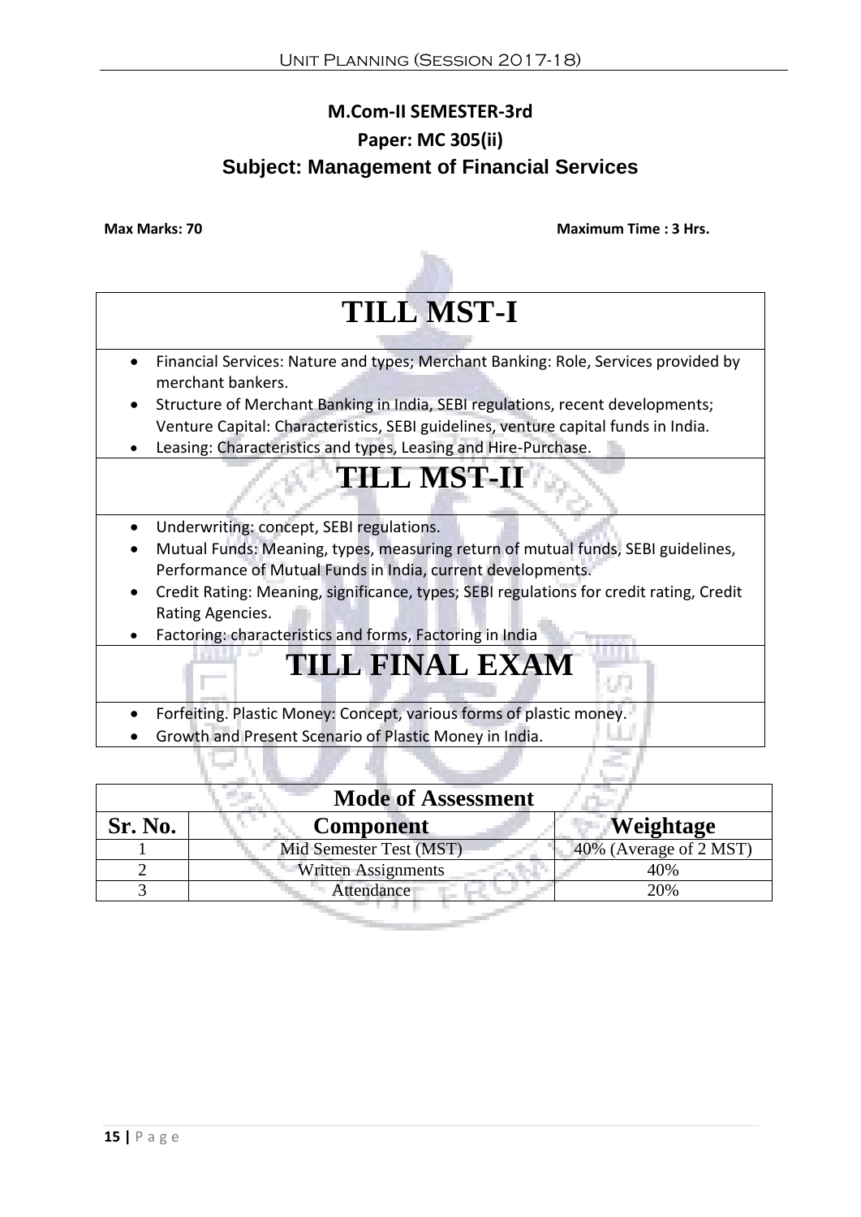**M.Com-II SEMESTER-3rd**

**Paper: MC 305(ii)**

## Subject: Management of Financial Services

**Max Marks: 70** **Maximum Time : 3 Hrs.**

| TILL MST-I |
|---|
| • Financial Services: Nature and types; Merchant Banking: Role, Services provided by merchant bankers.<br>• Structure of Merchant Banking in India, SEBI regulations, recent developments; Venture Capital: Characteristics, SEBI guidelines, venture capital funds in India.<br>• Leasing: Characteristics and types, Leasing and Hire-Purchase. |
| **TILL MST-II** |
| • Underwriting: concept, SEBI regulations.<br>• Mutual Funds: Meaning, types, measuring return of mutual funds, SEBI guidelines, Performance of Mutual Funds in India, current developments.<br>• Credit Rating: Meaning, significance, types; SEBI regulations for credit rating, Credit Rating Agencies.<br>• Factoring: characteristics and forms, Factoring in India |
| **TILL FINAL EXAM** |
| • Forfeiting. Plastic Money: Concept, various forms of plastic money.<br>• Growth and Present Scenario of Plastic Money in India. |

| Mode of Assessment | | |
|---|---|---|
| **Sr. No.** | **Component** | **Weightage** |
| 1 | Mid Semester Test (MST) | 40% (Average of 2 MST) |
| 2 | Written Assignments | 40% |
| 3 | Attendance | 20% |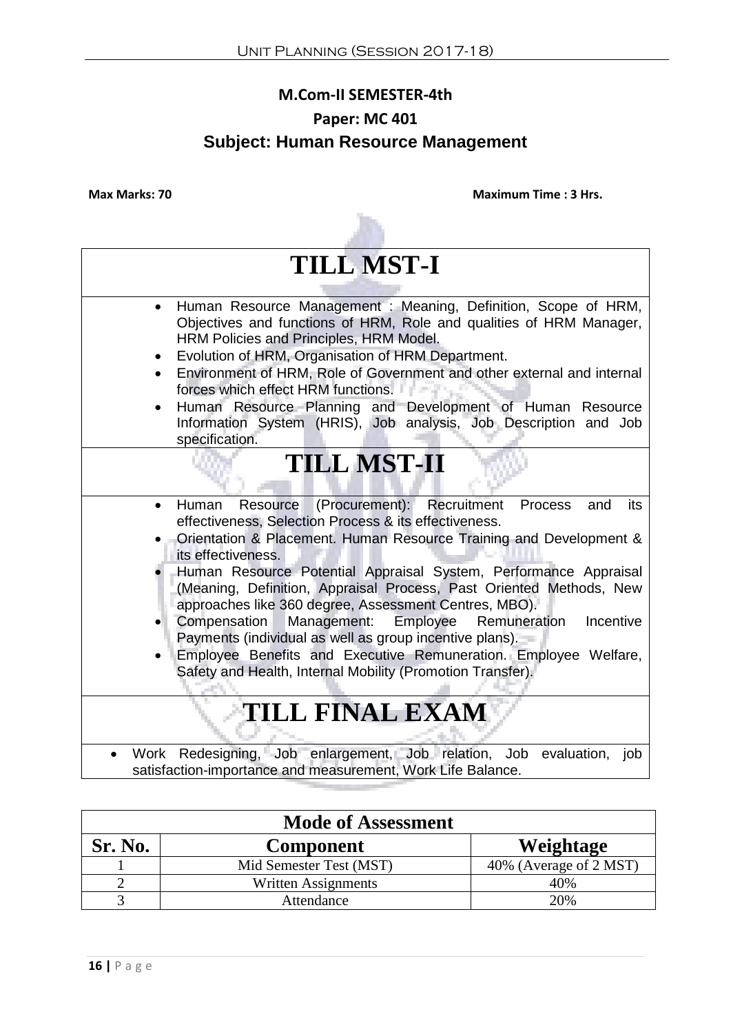**M.Com-II SEMESTER-4th**

**Paper: MC 401**

## Subject: Human Resource Management

**Max Marks: 70** **Maximum Time : 3 Hrs.**

# TILL MST-I

- Human Resource Management : Meaning, Definition, Scope of HRM, Objectives and functions of HRM, Role and qualities of HRM Manager, HRM Policies and Principles, HRM Model.
- Evolution of HRM, Organisation of HRM Department.
- Environment of HRM, Role of Government and other external and internal forces which effect HRM functions.
- Human Resource Planning and Development of Human Resource Information System (HRIS), Job analysis, Job Description and Job specification.

# TILL MST-II

- Human Resource (Procurement): Recruitment Process and its effectiveness, Selection Process & its effectiveness.
- Orientation & Placement. Human Resource Training and Development & its effectiveness.
- Human Resource Potential Appraisal System, Performance Appraisal (Meaning, Definition, Appraisal Process, Past Oriented Methods, New approaches like 360 degree, Assessment Centres, MBO).
- Compensation Management: Employee Remuneration Incentive Payments (individual as well as group incentive plans).
- Employee Benefits and Executive Remuneration. Employee Welfare, Safety and Health, Internal Mobility (Promotion Transfer).

# TILL FINAL EXAM

- Work Redesigning, Job enlargement, Job relation, Job evaluation, job satisfaction-importance and measurement, Work Life Balance.

| Mode of Assessment | | |
|---|---|---|
| **Sr. No.** | **Component** | **Weightage** |
| 1 | Mid Semester Test (MST) | 40% (Average of 2 MST) |
| 2 | Written Assignments | 40% |
| 3 | Attendance | 20% |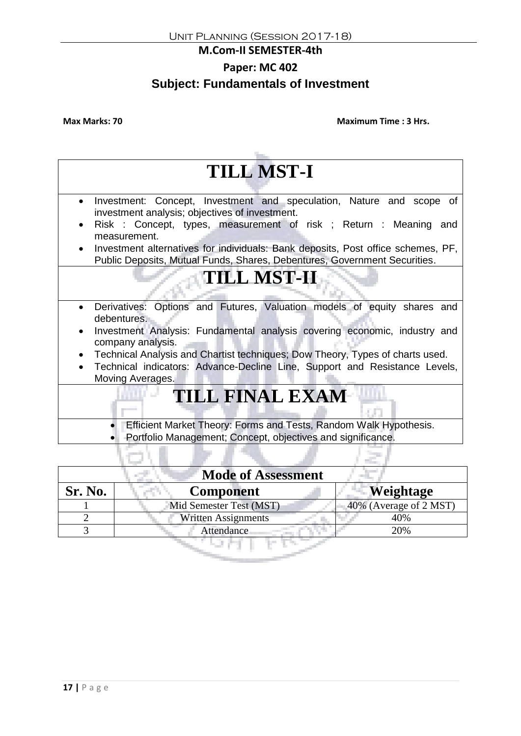**M.Com-II SEMESTER-4th**

**Paper: MC 402**

## Subject: Fundamentals of Investment

**Max Marks: 70** **Maximum Time : 3 Hrs.**

# TILL MST-I

- Investment: Concept, Investment and speculation, Nature and scope of investment analysis; objectives of investment.
- Risk : Concept, types, measurement of risk ; Return : Meaning and measurement.
- Investment alternatives for individuals: Bank deposits, Post office schemes, PF, Public Deposits, Mutual Funds, Shares, Debentures, Government Securities.

# TILL MST-II

- Derivatives: Options and Futures, Valuation models of equity shares and debentures.
- Investment Analysis: Fundamental analysis covering economic, industry and company analysis.
- Technical Analysis and Chartist techniques; Dow Theory, Types of charts used.
- Technical indicators: Advance-Decline Line, Support and Resistance Levels, Moving Averages.

# TILL FINAL EXAM

- Efficient Market Theory: Forms and Tests, Random Walk Hypothesis.
- Portfolio Management; Concept, objectives and significance.

| Mode of Assessment | | |
|---|---|---|
| **Sr. No.** | **Component** | **Weightage** |
| 1 | Mid Semester Test (MST) | 40% (Average of 2 MST) |
| 2 | Written Assignments | 40% |
| 3 | Attendance | 20% |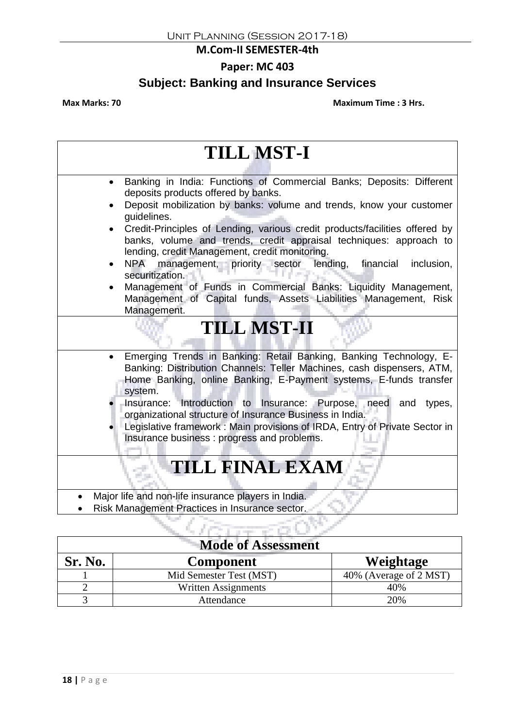## M.Com-II SEMESTER-4th

### Paper: MC 403

### Subject: Banking and Insurance Services

**Max Marks: 70** **Maximum Time : 3 Hrs.**

# TILL MST-I

- Banking in India: Functions of Commercial Banks; Deposits: Different deposits products offered by banks.
- Deposit mobilization by banks: volume and trends, know your customer guidelines.
- Credit-Principles of Lending, various credit products/facilities offered by banks, volume and trends, credit appraisal techniques: approach to lending, credit Management, credit monitoring.
- NPA management, priority sector lending, financial inclusion, securitization.
- Management of Funds in Commercial Banks: Liquidity Management, Management of Capital funds, Assets Liabilities Management, Risk Management.

# TILL MST-II

- Emerging Trends in Banking: Retail Banking, Banking Technology, E-Banking: Distribution Channels: Teller Machines, cash dispensers, ATM, Home Banking, online Banking, E-Payment systems, E-funds transfer system.
- Insurance: Introduction to Insurance: Purpose, need and types, organizational structure of Insurance Business in India.
- Legislative framework : Main provisions of IRDA, Entry of Private Sector in Insurance business : progress and problems.

# TILL FINAL EXAM

- Major life and non-life insurance players in India.
- Risk Management Practices in Insurance sector.

| Mode of Assessment | | |
|---|---|---|
| **Sr. No.** | **Component** | **Weightage** |
| 1 | Mid Semester Test (MST) | 40% (Average of 2 MST) |
| 2 | Written Assignments | 40% |
| 3 | Attendance | 20% |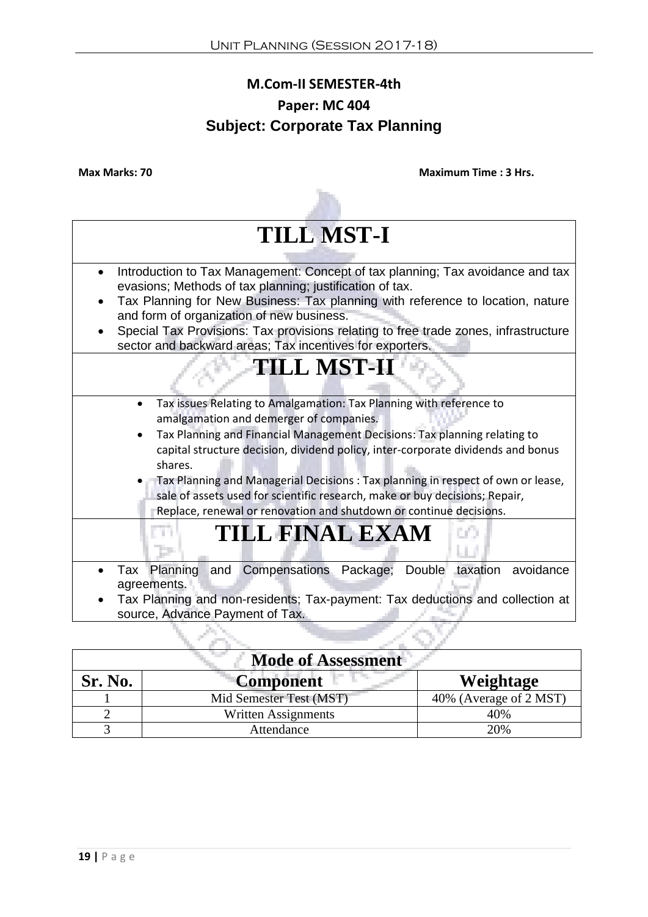## M.Com-II SEMESTER-4th

## Paper: MC 404

## Subject: Corporate Tax Planning

**Max Marks: 70** **Maximum Time : 3 Hrs.**

# TILL MST-I

- Introduction to Tax Management: Concept of tax planning; Tax avoidance and tax evasions; Methods of tax planning; justification of tax.
- Tax Planning for New Business: Tax planning with reference to location, nature and form of organization of new business.
- Special Tax Provisions: Tax provisions relating to free trade zones, infrastructure sector and backward areas; Tax incentives for exporters.

# TILL MST-II

- Tax issues Relating to Amalgamation: Tax Planning with reference to amalgamation and demerger of companies.
- Tax Planning and Financial Management Decisions: Tax planning relating to capital structure decision, dividend policy, inter-corporate dividends and bonus shares.
- Tax Planning and Managerial Decisions : Tax planning in respect of own or lease, sale of assets used for scientific research, make or buy decisions; Repair, Replace, renewal or renovation and shutdown or continue decisions.

# TILL FINAL EXAM

- Tax Planning and Compensations Package; Double taxation avoidance agreements.
- Tax Planning and non-residents; Tax-payment: Tax deductions and collection at source, Advance Payment of Tax.

| Mode of Assessment | | |
|---|---|---|
| **Sr. No.** | **Component** | **Weightage** |
| 1 | Mid Semester Test (MST) | 40% (Average of 2 MST) |
| 2 | Written Assignments | 40% |
| 3 | Attendance | 20% |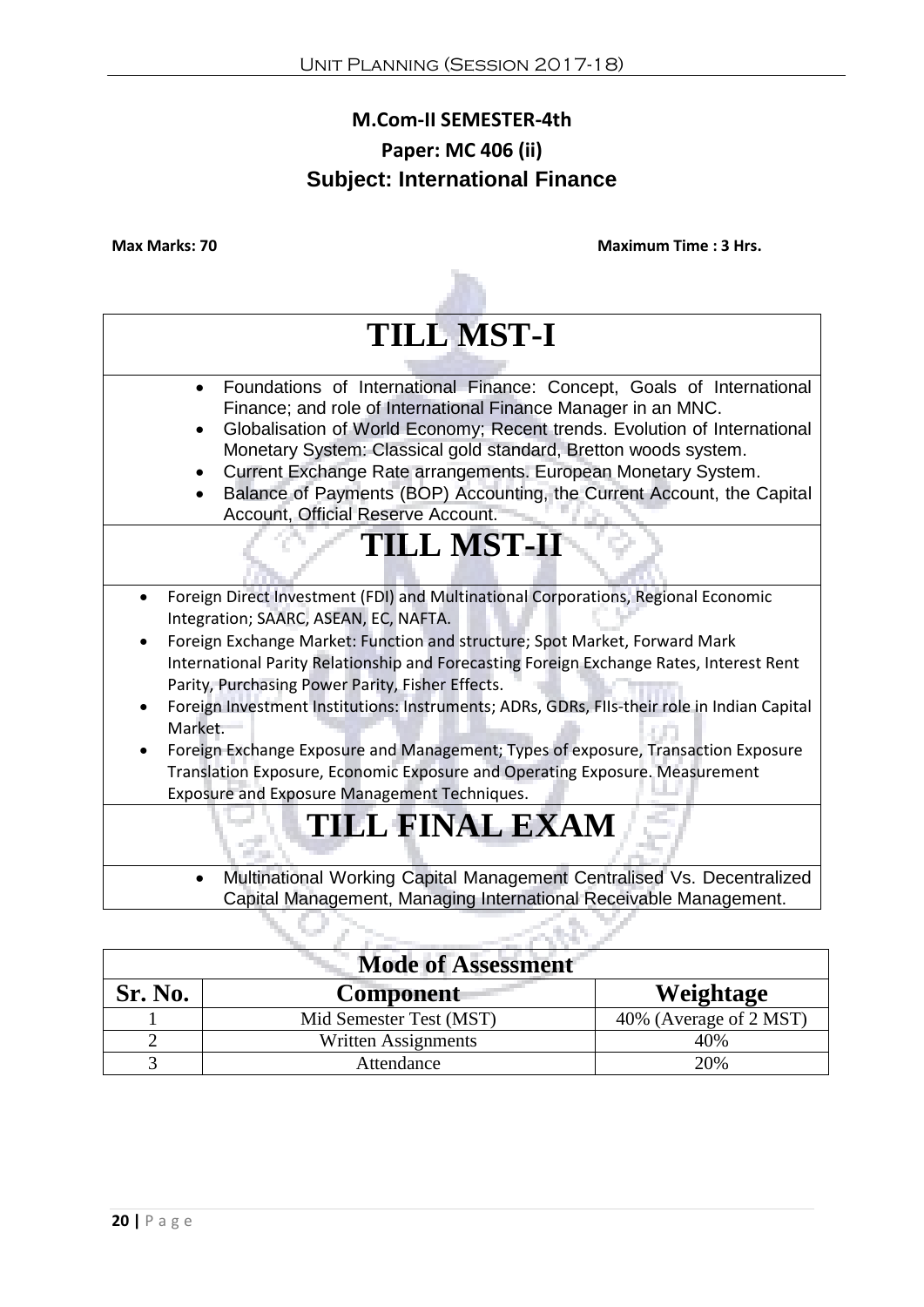## M.Com-II SEMESTER-4th

## Paper: MC 406 (ii)

## Subject: International Finance

**Max Marks: 70** **Maximum Time : 3 Hrs.**

# TILL MST-I

- Foundations of International Finance: Concept, Goals of International Finance; and role of International Finance Manager in an MNC.
- Globalisation of World Economy; Recent trends. Evolution of International Monetary System: Classical gold standard, Bretton woods system.
- Current Exchange Rate arrangements. European Monetary System.
- Balance of Payments (BOP) Accounting, the Current Account, the Capital Account, Official Reserve Account.

# TILL MST-II

- Foreign Direct Investment (FDI) and Multinational Corporations, Regional Economic Integration; SAARC, ASEAN, EC, NAFTA.
- Foreign Exchange Market: Function and structure; Spot Market, Forward Mark International Parity Relationship and Forecasting Foreign Exchange Rates, Interest Rent Parity, Purchasing Power Parity, Fisher Effects.
- Foreign Investment Institutions: Instruments; ADRs, GDRs, FIIs-their role in Indian Capital Market.
- Foreign Exchange Exposure and Management; Types of exposure, Transaction Exposure Translation Exposure, Economic Exposure and Operating Exposure. Measurement Exposure and Exposure Management Techniques.

# TILL FINAL EXAM

- Multinational Working Capital Management Centralised Vs. Decentralized Capital Management, Managing International Receivable Management.

| Mode of Assessment | | |
|---|---|---|
| **Sr. No.** | **Component** | **Weightage** |
| 1 | Mid Semester Test (MST) | 40% (Average of 2 MST) |
| 2 | Written Assignments | 40% |
| 3 | Attendance | 20% |